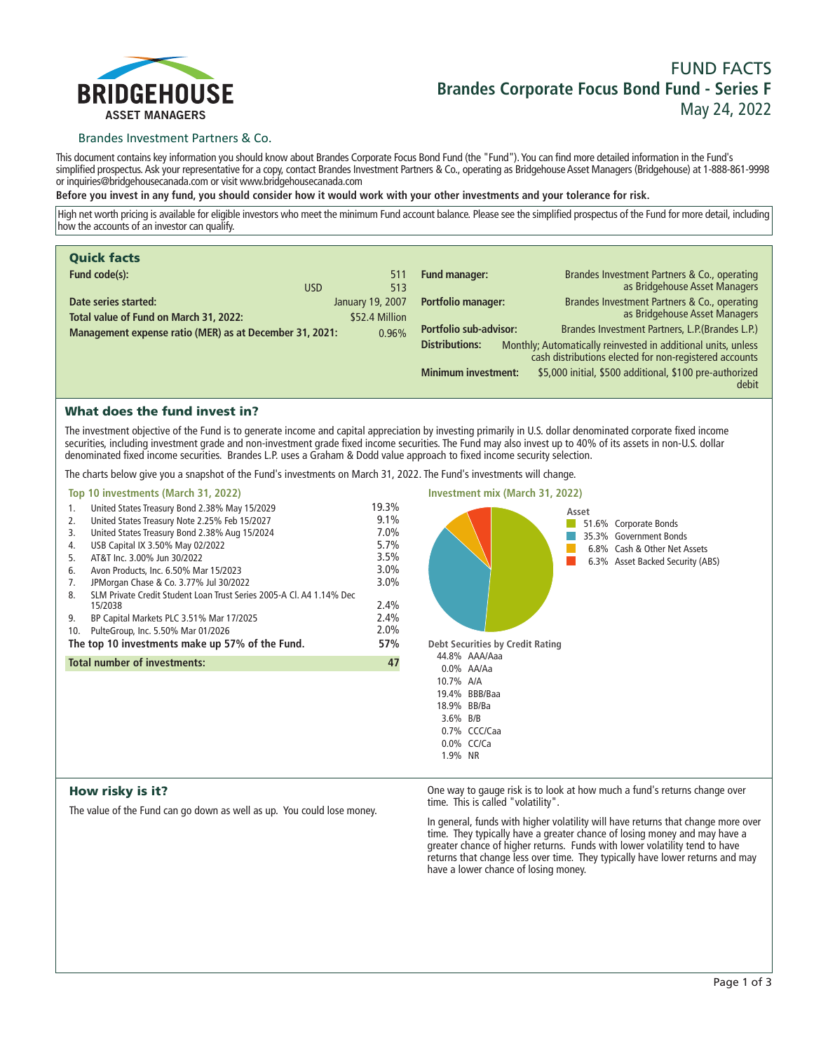BRIDGEHOUSE
ASSET MANAGERS

# FUND FACTS
## Brandes Corporate Focus Bond Fund - Series F
May 24, 2022

Brandes Investment Partners & Co.

This document contains key information you should know about Brandes Corporate Focus Bond Fund (the "Fund"). You can find more detailed information in the Fund's simplified prospectus. Ask your representative for a copy, contact Brandes Investment Partners & Co., operating as Bridgehouse Asset Managers (Bridgehouse) at 1-888-861-9998 or inquiries@bridgehousecanada.com or visit www.bridgehousecanada.com

**Before you invest in any fund, you should consider how it would work with your other investments and your tolerance for risk.**

High net worth pricing is available for eligible investors who meet the minimum Fund account balance. Please see the simplified prospectus of the Fund for more detail, including how the accounts of an investor can qualify.

## Quick facts

| | | |
|---|---|---|
| **Fund code(s):** | | 511 |
| | USD | 513 |
| **Date series started:** | | January 19, 2007 |
| **Total value of Fund on March 31, 2022:** | | $52.4 Million |
| **Management expense ratio (MER) as at December 31, 2021:** | | 0.96% |

| | |
|---|---|
| **Fund manager:** | Brandes Investment Partners & Co., operating as Bridgehouse Asset Managers |
| **Portfolio manager:** | Brandes Investment Partners & Co., operating as Bridgehouse Asset Managers |
| **Portfolio sub-advisor:** | Brandes Investment Partners, L.P.(Brandes L.P.) |
| **Distributions:** | Monthly; Automatically reinvested in additional units, unless cash distributions elected for non-registered accounts |
| **Minimum investment:** | $5,000 initial, $500 additional, $100 pre-authorized debit |

## What does the fund invest in?

The investment objective of the Fund is to generate income and capital appreciation by investing primarily in U.S. dollar denominated corporate fixed income securities, including investment grade and non-investment grade fixed income securities. The Fund may also invest up to 40% of its assets in non-U.S. dollar denominated fixed income securities. Brandes L.P. uses a Graham & Dodd value approach to fixed income security selection.

The charts below give you a snapshot of the Fund's investments on March 31, 2022. The Fund's investments will change.

### Top 10 investments (March 31, 2022)

| | | |
|---|---|---|
| 1. | United States Treasury Bond 2.38% May 15/2029 | 19.3% |
| 2. | United States Treasury Note 2.25% Feb 15/2027 | 9.1% |
| 3. | United States Treasury Bond 2.38% Aug 15/2024 | 7.0% |
| 4. | USB Capital IX 3.50% May 02/2022 | 5.7% |
| 5. | AT&T Inc. 3.00% Jun 30/2022 | 3.5% |
| 6. | Avon Products, Inc. 6.50% Mar 15/2023 | 3.0% |
| 7. | JPMorgan Chase & Co. 3.77% Jul 30/2022 | 3.0% |
| 8. | SLM Private Credit Student Loan Trust Series 2005-A Cl. A4 1.14% Dec 15/2038 | 2.4% |
| 9. | BP Capital Markets PLC 3.51% Mar 17/2025 | 2.4% |
| 10. | PulteGroup, Inc. 5.50% Mar 01/2026 | 2.0% |
| **The top 10 investments make up 57% of the Fund.** | | **57%** |
| **Total number of investments:** | | **47** |

### Investment mix (March 31, 2022)

**Asset**

- 51.6% Corporate Bonds
- 35.3% Government Bonds
- 6.8% Cash & Other Net Assets
- 6.3% Asset Backed Security (ABS)

**Debt Securities by Credit Rating**

- 44.8% AAA/Aaa
- 0.0% AA/Aa
- 10.7% A/A
- 19.4% BBB/Baa
- 18.9% BB/Ba
- 3.6% B/B
- 0.7% CCC/Caa
- 0.0% CC/Ca
- 1.9% NR

## How risky is it?

The value of the Fund can go down as well as up. You could lose money.

One way to gauge risk is to look at how much a fund's returns change over time. This is called "volatility".

In general, funds with higher volatility will have returns that change more over time. They typically have a greater chance of losing money and may have a greater chance of higher returns. Funds with lower volatility tend to have returns that change less over time. They typically have lower returns and may have a lower chance of losing money.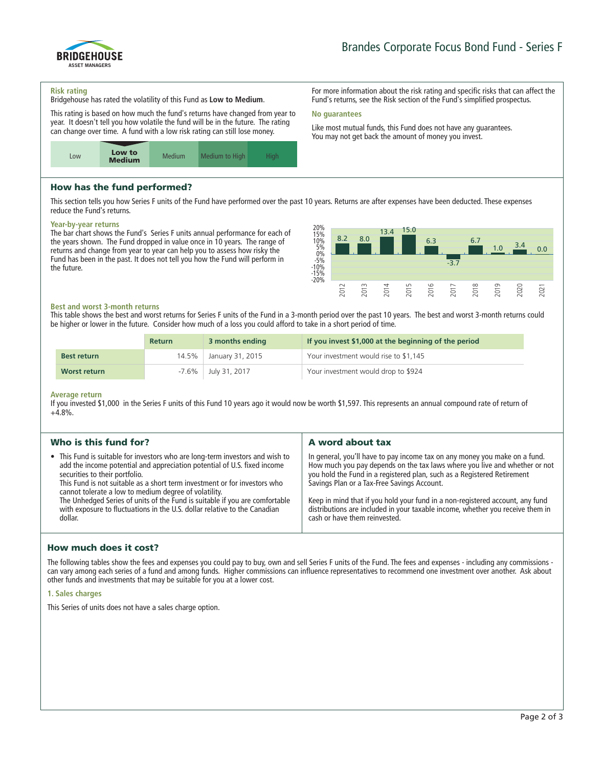# Brandes Corporate Focus Bond Fund - Series F

### Risk rating

Bridgehouse has rated the volatility of this Fund as **Low to Medium**.

This rating is based on how much the fund's returns have changed from year to year. It doesn't tell you how volatile the fund will be in the future. The rating can change over time. A fund with a low risk rating can still lose money.

| Low | **Low to Medium** | Medium | Medium to High | High |
|---|---|---|---|---|

For more information about the risk rating and specific risks that can affect the Fund's returns, see the Risk section of the Fund's simplified prospectus.

### No guarantees

Like most mutual funds, this Fund does not have any guarantees. You may not get back the amount of money you invest.

## How has the fund performed?

This section tells you how Series F units of the Fund have performed over the past 10 years. Returns are after expenses have been deducted. These expenses reduce the Fund's returns.

### Year-by-year returns

The bar chart shows the Fund's Series F units annual performance for each of the years shown. The Fund dropped in value once in 10 years. The range of returns and change from year to year can help you to assess how risky the Fund has been in the past. It does not tell you how the Fund will perform in the future.

| Year | 2012 | 2013 | 2014 | 2015 | 2016 | 2017 | 2018 | 2019 | 2020 | 2021 |
|---|---|---|---|---|---|---|---|---|---|---|
| Return (%) | 8.2 | 8.0 | 13.4 | 15.0 | 6.3 | -3.7 | 6.7 | 1.0 | 3.4 | 0.0 |

### Best and worst 3-month returns

This table shows the best and worst returns for Series F units of the Fund in a 3-month period over the past 10 years. The best and worst 3-month returns could be higher or lower in the future. Consider how much of a loss you could afford to take in a short period of time.

| | Return | 3 months ending | If you invest $1,000 at the beginning of the period |
|---|---|---|---|
| **Best return** | 14.5% | January 31, 2015 | Your investment would rise to $1,145 |
| **Worst return** | -7.6% | July 31, 2017 | Your investment would drop to $924 |

### Average return

If you invested $1,000 in the Series F units of this Fund 10 years ago it would now be worth $1,597. This represents an annual compound rate of return of +4.8%.

## Who is this fund for?

- This Fund is suitable for investors who are long-term investors and wish to add the income potential and appreciation potential of U.S. fixed income securities to their portfolio.
  This Fund is not suitable as a short term investment or for investors who cannot tolerate a low to medium degree of volatility.
  The Unhedged Series of units of the Fund is suitable if you are comfortable with exposure to fluctuations in the U.S. dollar relative to the Canadian dollar.

## A word about tax

In general, you'll have to pay income tax on any money you make on a fund. How much you pay depends on the tax laws where you live and whether or not you hold the Fund in a registered plan, such as a Registered Retirement Savings Plan or a Tax-Free Savings Account.

Keep in mind that if you hold your fund in a non-registered account, any fund distributions are included in your taxable income, whether you receive them in cash or have them reinvested.

## How much does it cost?

The following tables show the fees and expenses you could pay to buy, own and sell Series F units of the Fund. The fees and expenses - including any commissions - can vary among each series of a fund and among funds. Higher commissions can influence representatives to recommend one investment over another. Ask about other funds and investments that may be suitable for you at a lower cost.

### 1. Sales charges

This Series of units does not have a sales charge option.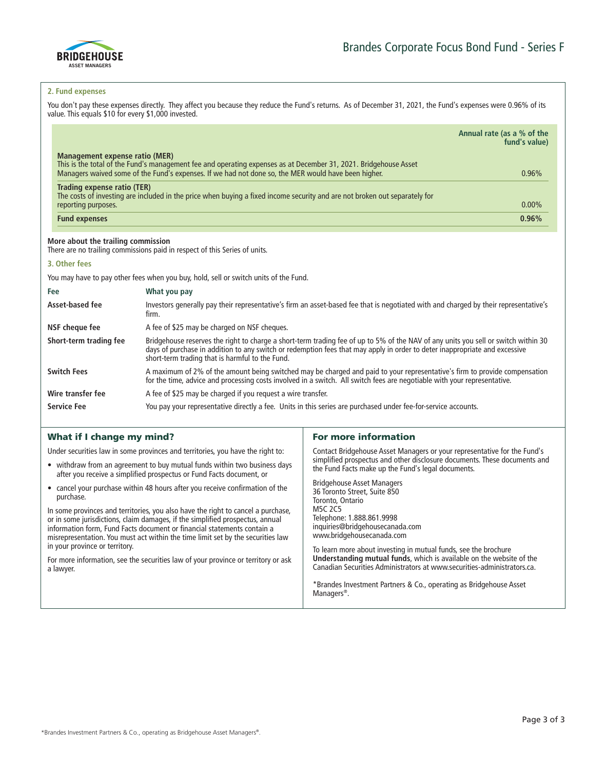## 2. Fund expenses

You don't pay these expenses directly. They affect you because they reduce the Fund's returns. As of December 31, 2021, the Fund's expenses were 0.96% of its value. This equals $10 for every $1,000 invested.

| | Annual rate (as a % of the fund's value) |
|---|---|
| **Management expense ratio (MER)**<br>This is the total of the Fund's management fee and operating expenses as at December 31, 2021. Bridgehouse Asset Managers waived some of the Fund's expenses. If we had not done so, the MER would have been higher. | 0.96% |
| **Trading expense ratio (TER)**<br>The costs of investing are included in the price when buying a fixed income security and are not broken out separately for reporting purposes. | 0.00% |
| **Fund expenses** | **0.96%** |

**More about the trailing commission**
There are no trailing commissions paid in respect of this Series of units.

## 3. Other fees

You may have to pay other fees when you buy, hold, sell or switch units of the Fund.

| Fee | What you pay |
|---|---|
| Asset-based fee | Investors generally pay their representative's firm an asset-based fee that is negotiated with and charged by their representative's firm. |
| NSF cheque fee | A fee of $25 may be charged on NSF cheques. |
| Short-term trading fee | Bridgehouse reserves the right to charge a short-term trading fee of up to 5% of the NAV of any units you sell or switch within 30 days of purchase in addition to any switch or redemption fees that may apply in order to deter inappropriate and excessive short-term trading that is harmful to the Fund. |
| Switch Fees | A maximum of 2% of the amount being switched may be charged and paid to your representative's firm to provide compensation for the time, advice and processing costs involved in a switch. All switch fees are negotiable with your representative. |
| Wire transfer fee | A fee of $25 may be charged if you request a wire transfer. |
| Service Fee | You pay your representative directly a fee. Units in this series are purchased under fee-for-service accounts. |

## What if I change my mind?

Under securities law in some provinces and territories, you have the right to:

- withdraw from an agreement to buy mutual funds within two business days after you receive a simplified prospectus or Fund Facts document, or
- cancel your purchase within 48 hours after you receive confirmation of the purchase.

In some provinces and territories, you also have the right to cancel a purchase, or in some jurisdictions, claim damages, if the simplified prospectus, annual information form, Fund Facts document or financial statements contain a misrepresentation. You must act within the time limit set by the securities law in your province or territory.

For more information, see the securities law of your province or territory or ask a lawyer.

## For more information

Contact Bridgehouse Asset Managers or your representative for the Fund's simplified prospectus and other disclosure documents. These documents and the Fund Facts make up the Fund's legal documents.

Bridgehouse Asset Managers
36 Toronto Street, Suite 850
Toronto, Ontario
M5C 2C5
Telephone: 1.888.861.9998
inquiries@bridgehousecanada.com
www.bridgehousecanada.com

To learn more about investing in mutual funds, see the brochure **Understanding mutual funds**, which is available on the website of the Canadian Securities Administrators at www.securities-administrators.ca.

*Brandes Investment Partners & Co., operating as Bridgehouse Asset Managers®.